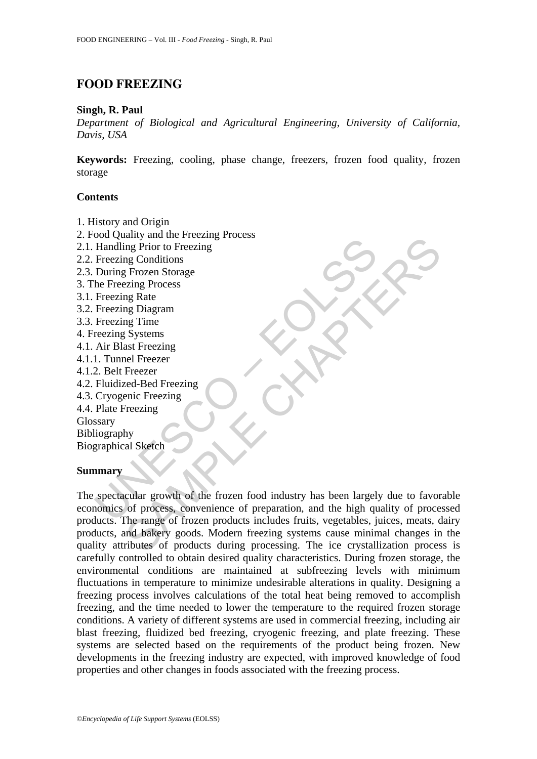# FOOD FREEZING

**Singh, R. Paul**

*Department of Biological and Agricultural Engineering, University of California, Davis, USA*

**Keywords:** Freezing, cooling, phase change, freezers, frozen food quality, frozen storage

## Contents

1. History and Origin
2. Food Quality and the Freezing Process
2.1. Handling Prior to Freezing
2.2. Freezing Conditions
2.3. During Frozen Storage
3. The Freezing Process
3.1. Freezing Rate
3.2. Freezing Diagram
3.3. Freezing Time
4. Freezing Systems
4.1. Air Blast Freezing
4.1.1. Tunnel Freezer
4.1.2. Belt Freezer
4.2. Fluidized-Bed Freezing
4.3. Cryogenic Freezing
4.4. Plate Freezing

Glossary
Bibliography
Biographical Sketch

## Summary

The spectacular growth of the frozen food industry has been largely due to favorable economics of process, convenience of preparation, and the high quality of processed products. The range of frozen products includes fruits, vegetables, juices, meats, dairy products, and bakery goods. Modern freezing systems cause minimal changes in the quality attributes of products during processing. The ice crystallization process is carefully controlled to obtain desired quality characteristics. During frozen storage, the environmental conditions are maintained at subfreezing levels with minimum fluctuations in temperature to minimize undesirable alterations in quality. Designing a freezing process involves calculations of the total heat being removed to accomplish freezing, and the time needed to lower the temperature to the required frozen storage conditions. A variety of different systems are used in commercial freezing, including air blast freezing, fluidized bed freezing, cryogenic freezing, and plate freezing. These systems are selected based on the requirements of the product being frozen. New developments in the freezing industry are expected, with improved knowledge of food properties and other changes in foods associated with the freezing process.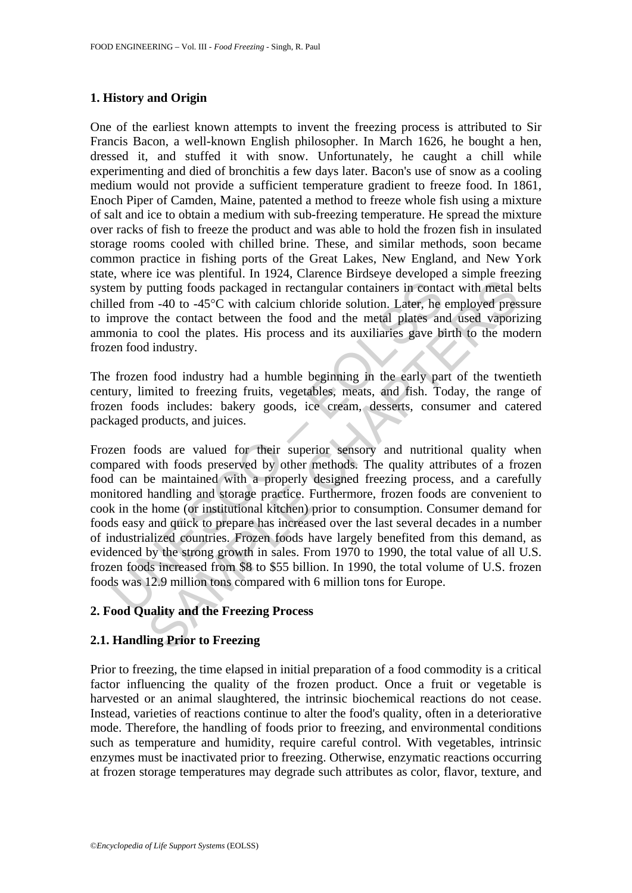## 1. History and Origin

One of the earliest known attempts to invent the freezing process is attributed to Sir Francis Bacon, a well-known English philosopher. In March 1626, he bought a hen, dressed it, and stuffed it with snow. Unfortunately, he caught a chill while experimenting and died of bronchitis a few days later. Bacon's use of snow as a cooling medium would not provide a sufficient temperature gradient to freeze food. In 1861, Enoch Piper of Camden, Maine, patented a method to freeze whole fish using a mixture of salt and ice to obtain a medium with sub-freezing temperature. He spread the mixture over racks of fish to freeze the product and was able to hold the frozen fish in insulated storage rooms cooled with chilled brine. These, and similar methods, soon became common practice in fishing ports of the Great Lakes, New England, and New York state, where ice was plentiful. In 1924, Clarence Birdseye developed a simple freezing system by putting foods packaged in rectangular containers in contact with metal belts chilled from -40 to -45°C with calcium chloride solution. Later, he employed pressure to improve the contact between the food and the metal plates and used vaporizing ammonia to cool the plates. His process and its auxiliaries gave birth to the modern frozen food industry.

The frozen food industry had a humble beginning in the early part of the twentieth century, limited to freezing fruits, vegetables, meats, and fish. Today, the range of frozen foods includes: bakery goods, ice cream, desserts, consumer and catered packaged products, and juices.

Frozen foods are valued for their superior sensory and nutritional quality when compared with foods preserved by other methods. The quality attributes of a frozen food can be maintained with a properly designed freezing process, and a carefully monitored handling and storage practice. Furthermore, frozen foods are convenient to cook in the home (or institutional kitchen) prior to consumption. Consumer demand for foods easy and quick to prepare has increased over the last several decades in a number of industrialized countries. Frozen foods have largely benefited from this demand, as evidenced by the strong growth in sales. From 1970 to 1990, the total value of all U.S. frozen foods increased from \$8 to \$55 billion. In 1990, the total volume of U.S. frozen foods was 12.9 million tons compared with 6 million tons for Europe.

## 2. Food Quality and the Freezing Process

### 2.1. Handling Prior to Freezing

Prior to freezing, the time elapsed in initial preparation of a food commodity is a critical factor influencing the quality of the frozen product. Once a fruit or vegetable is harvested or an animal slaughtered, the intrinsic biochemical reactions do not cease. Instead, varieties of reactions continue to alter the food's quality, often in a deteriorative mode. Therefore, the handling of foods prior to freezing, and environmental conditions such as temperature and humidity, require careful control. With vegetables, intrinsic enzymes must be inactivated prior to freezing. Otherwise, enzymatic reactions occurring at frozen storage temperatures may degrade such attributes as color, flavor, texture, and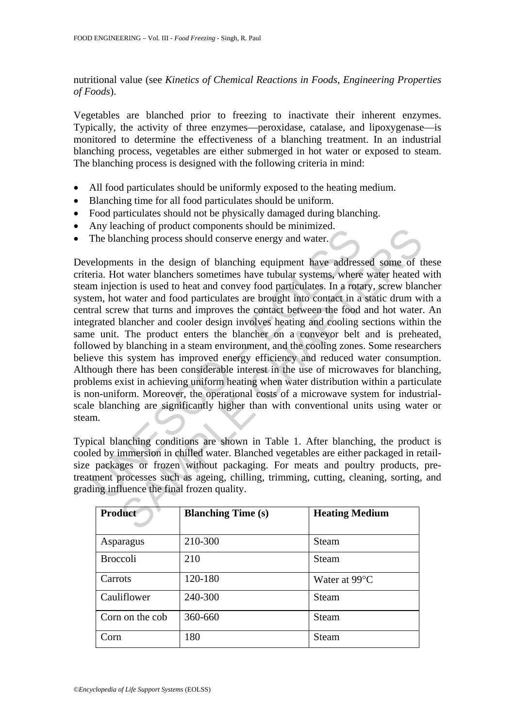nutritional value (see *Kinetics of Chemical Reactions in Foods*, *Engineering Properties of Foods*).

Vegetables are blanched prior to freezing to inactivate their inherent enzymes. Typically, the activity of three enzymes—peroxidase, catalase, and lipoxygenase—is monitored to determine the effectiveness of a blanching treatment. In an industrial blanching process, vegetables are either submerged in hot water or exposed to steam. The blanching process is designed with the following criteria in mind:

- All food particulates should be uniformly exposed to the heating medium.
- Blanching time for all food particulates should be uniform.
- Food particulates should not be physically damaged during blanching.
- Any leaching of product components should be minimized.
- The blanching process should conserve energy and water.

Developments in the design of blanching equipment have addressed some of these criteria. Hot water blanchers sometimes have tubular systems, where water heated with steam injection is used to heat and convey food particulates. In a rotary, screw blancher system, hot water and food particulates are brought into contact in a static drum with a central screw that turns and improves the contact between the food and hot water. An integrated blancher and cooler design involves heating and cooling sections within the same unit. The product enters the blancher on a conveyor belt and is preheated, followed by blanching in a steam environment, and the cooling zones. Some researchers believe this system has improved energy efficiency and reduced water consumption. Although there has been considerable interest in the use of microwaves for blanching, problems exist in achieving uniform heating when water distribution within a particulate is non-uniform. Moreover, the operational costs of a microwave system for industrial-scale blanching are significantly higher than with conventional units using water or steam.

Typical blanching conditions are shown in Table 1. After blanching, the product is cooled by immersion in chilled water. Blanched vegetables are either packaged in retail-size packages or frozen without packaging. For meats and poultry products, pre-treatment processes such as ageing, chilling, trimming, cutting, cleaning, sorting, and grading influence the final frozen quality.

| **Product** | **Blanching Time (s)** | **Heating Medium** |
|---|---|---|
| Asparagus | 210-300 | Steam |
| Broccoli | 210 | Steam |
| Carrots | 120-180 | Water at 99°C |
| Cauliflower | 240-300 | Steam |
| Corn on the cob | 360-660 | Steam |
| Corn | 180 | Steam |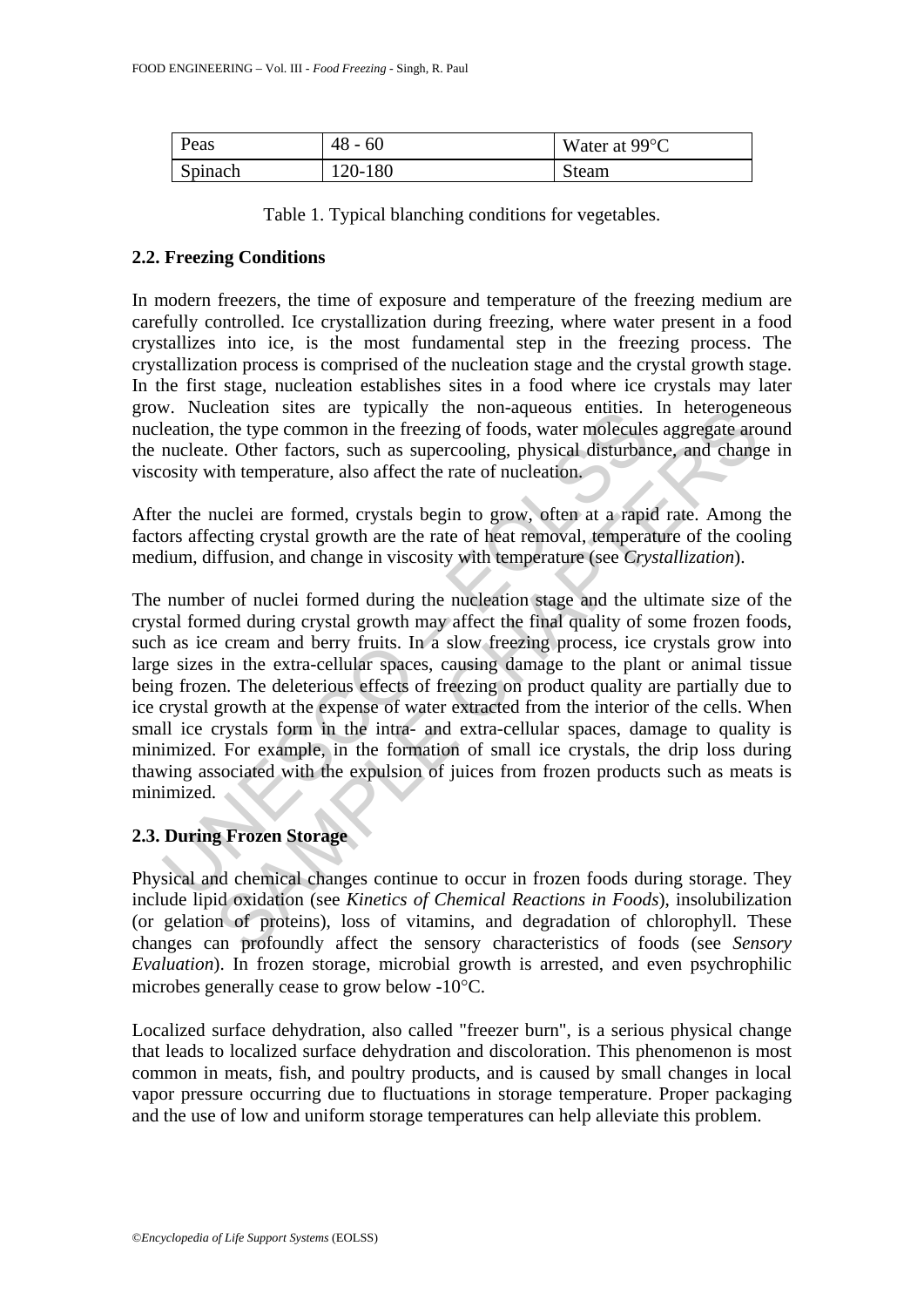| Peas | 48 - 60 | Water at 99°C |
| --- | --- | --- |
| Spinach | 120-180 | Steam |

Table 1. Typical blanching conditions for vegetables.

### 2.2. Freezing Conditions

In modern freezers, the time of exposure and temperature of the freezing medium are carefully controlled. Ice crystallization during freezing, where water present in a food crystallizes into ice, is the most fundamental step in the freezing process. The crystallization process is comprised of the nucleation stage and the crystal growth stage. In the first stage, nucleation establishes sites in a food where ice crystals may later grow. Nucleation sites are typically the non-aqueous entities. In heterogeneous nucleation, the type common in the freezing of foods, water molecules aggregate around the nucleate. Other factors, such as supercooling, physical disturbance, and change in viscosity with temperature, also affect the rate of nucleation.

After the nuclei are formed, crystals begin to grow, often at a rapid rate. Among the factors affecting crystal growth are the rate of heat removal, temperature of the cooling medium, diffusion, and change in viscosity with temperature (see *Crystallization*).

The number of nuclei formed during the nucleation stage and the ultimate size of the crystal formed during crystal growth may affect the final quality of some frozen foods, such as ice cream and berry fruits. In a slow freezing process, ice crystals grow into large sizes in the extra-cellular spaces, causing damage to the plant or animal tissue being frozen. The deleterious effects of freezing on product quality are partially due to ice crystal growth at the expense of water extracted from the interior of the cells. When small ice crystals form in the intra- and extra-cellular spaces, damage to quality is minimized. For example, in the formation of small ice crystals, the drip loss during thawing associated with the expulsion of juices from frozen products such as meats is minimized.

### 2.3. During Frozen Storage

Physical and chemical changes continue to occur in frozen foods during storage. They include lipid oxidation (see *Kinetics of Chemical Reactions in Foods*), insolubilization (or gelation of proteins), loss of vitamins, and degradation of chlorophyll. These changes can profoundly affect the sensory characteristics of foods (see *Sensory Evaluation*). In frozen storage, microbial growth is arrested, and even psychrophilic microbes generally cease to grow below -10°C.

Localized surface dehydration, also called "freezer burn", is a serious physical change that leads to localized surface dehydration and discoloration. This phenomenon is most common in meats, fish, and poultry products, and is caused by small changes in local vapor pressure occurring due to fluctuations in storage temperature. Proper packaging and the use of low and uniform storage temperatures can help alleviate this problem.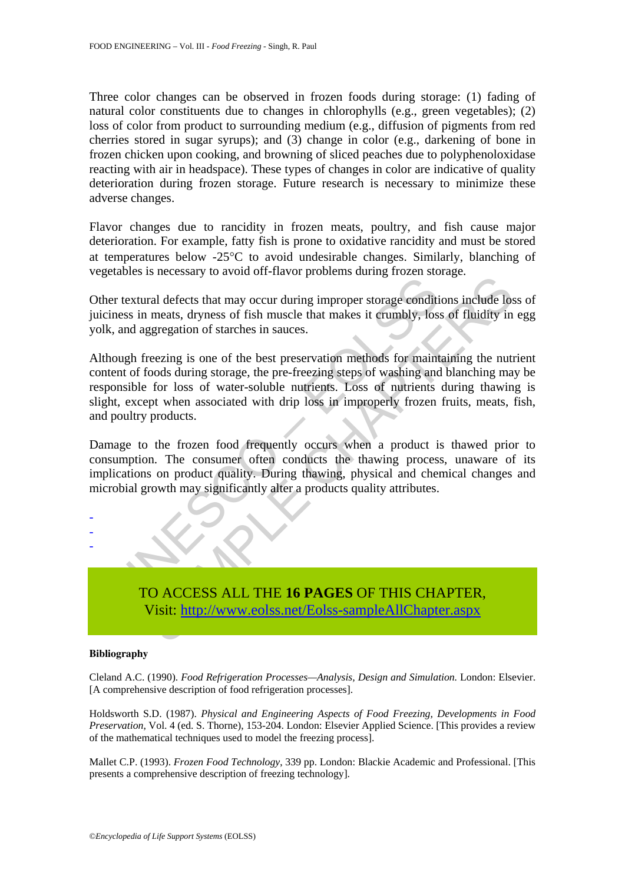Three color changes can be observed in frozen foods during storage: (1) fading of natural color constituents due to changes in chlorophylls (e.g., green vegetables); (2) loss of color from product to surrounding medium (e.g., diffusion of pigments from red cherries stored in sugar syrups); and (3) change in color (e.g., darkening of bone in frozen chicken upon cooking, and browning of sliced peaches due to polyphenoloxidase reacting with air in headspace). These types of changes in color are indicative of quality deterioration during frozen storage. Future research is necessary to minimize these adverse changes.

Flavor changes due to rancidity in frozen meats, poultry, and fish cause major deterioration. For example, fatty fish is prone to oxidative rancidity and must be stored at temperatures below -25°C to avoid undesirable changes. Similarly, blanching of vegetables is necessary to avoid off-flavor problems during frozen storage.

Other textural defects that may occur during improper storage conditions include loss of juiciness in meats, dryness of fish muscle that makes it crumbly, loss of fluidity in egg yolk, and aggregation of starches in sauces.

Although freezing is one of the best preservation methods for maintaining the nutrient content of foods during storage, the pre-freezing steps of washing and blanching may be responsible for loss of water-soluble nutrients. Loss of nutrients during thawing is slight, except when associated with drip loss in improperly frozen fruits, meats, fish, and poultry products.

Damage to the frozen food frequently occurs when a product is thawed prior to consumption. The consumer often conducts the thawing process, unaware of its implications on product quality. During thawing, physical and chemical changes and microbial growth may significantly alter a products quality attributes.

-
-
-

TO ACCESS ALL THE **16 PAGES** OF THIS CHAPTER,
Visit: http://www.eolss.net/Eolss-sampleAllChapter.aspx

**Bibliography**

Cleland A.C. (1990). *Food Refrigeration Processes—Analysis, Design and Simulation.* London: Elsevier. [A comprehensive description of food refrigeration processes].

Holdsworth S.D. (1987). *Physical and Engineering Aspects of Food Freezing, Developments in Food Preservation*, Vol. 4 (ed. S. Thorne), 153-204. London: Elsevier Applied Science. [This provides a review of the mathematical techniques used to model the freezing process].

Mallet C.P. (1993). *Frozen Food Technology*, 339 pp. London: Blackie Academic and Professional. [This presents a comprehensive description of freezing technology].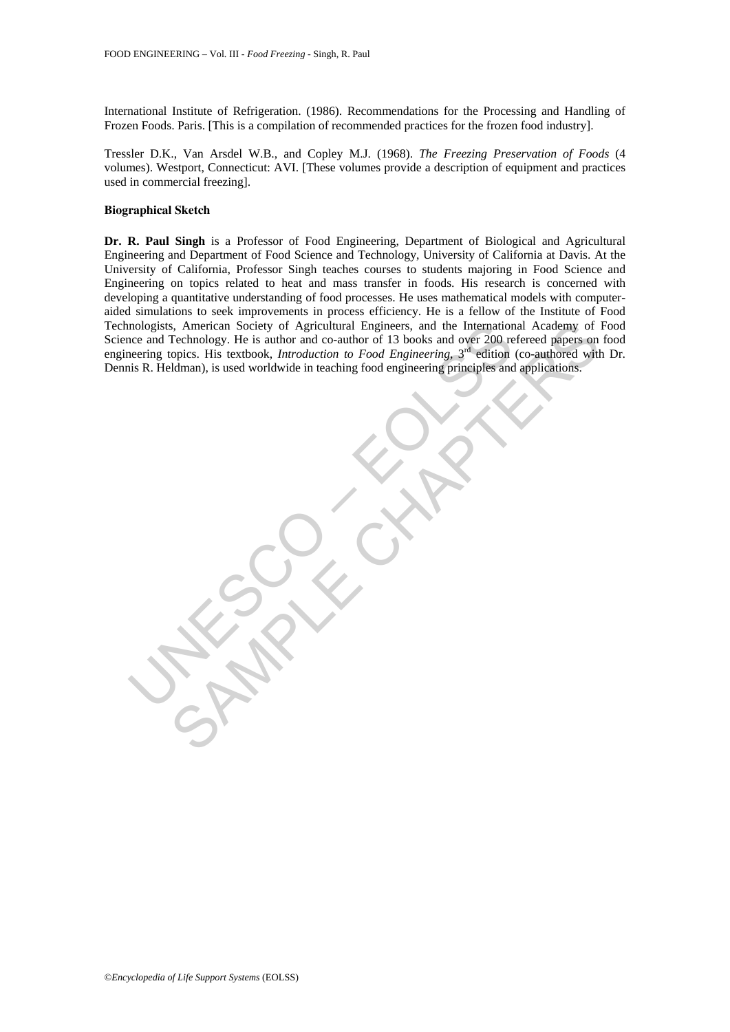International Institute of Refrigeration. (1986). Recommendations for the Processing and Handling of Frozen Foods. Paris. [This is a compilation of recommended practices for the frozen food industry].

Tressler D.K., Van Arsdel W.B., and Copley M.J. (1968). *The Freezing Preservation of Foods* (4 volumes). Westport, Connecticut: AVI. [These volumes provide a description of equipment and practices used in commercial freezing].

**Biographical Sketch**

**Dr. R. Paul Singh** is a Professor of Food Engineering, Department of Biological and Agricultural Engineering and Department of Food Science and Technology, University of California at Davis. At the University of California, Professor Singh teaches courses to students majoring in Food Science and Engineering on topics related to heat and mass transfer in foods. His research is concerned with developing a quantitative understanding of food processes. He uses mathematical models with computer-aided simulations to seek improvements in process efficiency. He is a fellow of the Institute of Food Technologists, American Society of Agricultural Engineers, and the International Academy of Food Science and Technology. He is author and co-author of 13 books and over 200 refereed papers on food engineering topics. His textbook, *Introduction to Food Engineering*, 3rd edition (co-authored with Dr. Dennis R. Heldman), is used worldwide in teaching food engineering principles and applications.